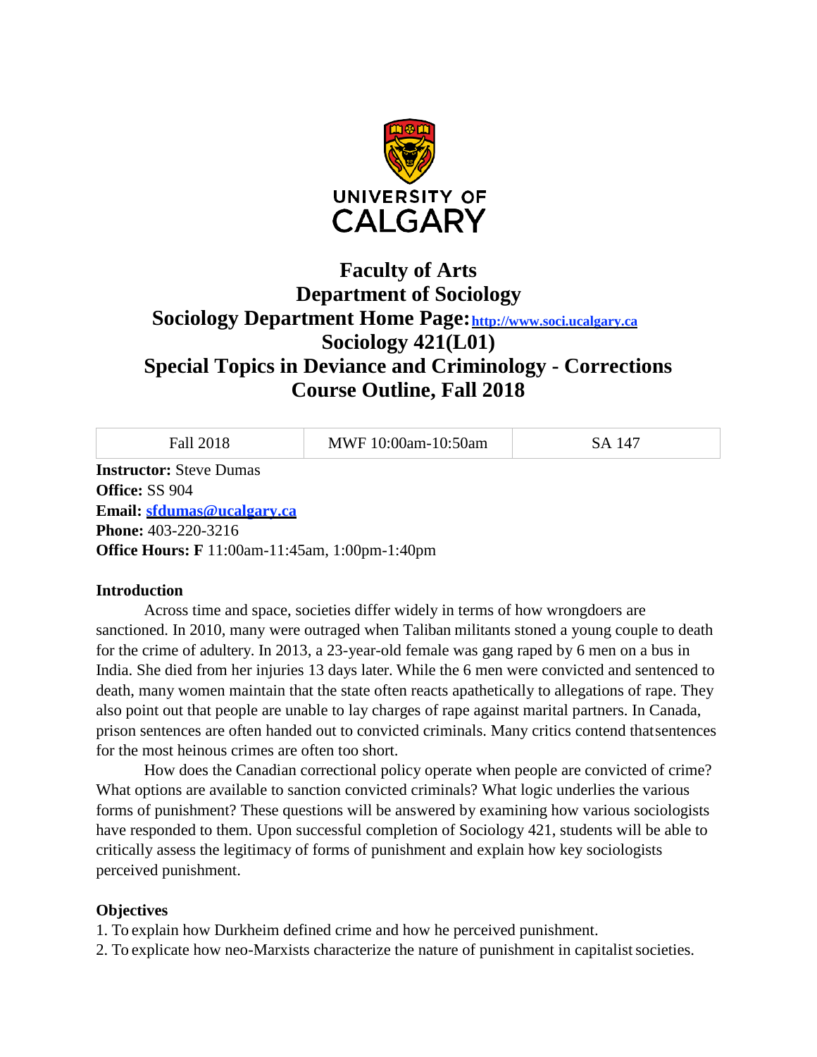UNIVERSITY OF CALGARY

# Faculty of Arts
# Department of Sociology
## Sociology Department Home Page: [http://www.soci.ucalgary.ca](http://www.soci.ucalgary.ca)
## Sociology 421(L01)
## Special Topics in Deviance and Criminology - Corrections
## Course Outline, Fall 2018

| Fall 2018 | MWF 10:00am-10:50am | SA 147 |
|---|---|---|

**Instructor:** Steve Dumas
**Office:** SS 904
**Email:** **sfdumas@ucalgary.ca**
**Phone:** 403-220-3216
**Office Hours: F** 11:00am-11:45am, 1:00pm-1:40pm

### Introduction

Across time and space, societies differ widely in terms of how wrongdoers are sanctioned. In 2010, many were outraged when Taliban militants stoned a young couple to death for the crime of adultery. In 2013, a 23-year-old female was gang raped by 6 men on a bus in India. She died from her injuries 13 days later. While the 6 men were convicted and sentenced to death, many women maintain that the state often reacts apathetically to allegations of rape. They also point out that people are unable to lay charges of rape against marital partners. In Canada, prison sentences are often handed out to convicted criminals. Many critics contend that sentences for the most heinous crimes are often too short.

How does the Canadian correctional policy operate when people are convicted of crime? What options are available to sanction convicted criminals? What logic underlies the various forms of punishment? These questions will be answered by examining how various sociologists have responded to them. Upon successful completion of Sociology 421, students will be able to critically assess the legitimacy of forms of punishment and explain how key sociologists perceived punishment.

### Objectives

1. To explain how Durkheim defined crime and how he perceived punishment.
2. To explicate how neo-Marxists characterize the nature of punishment in capitalist societies.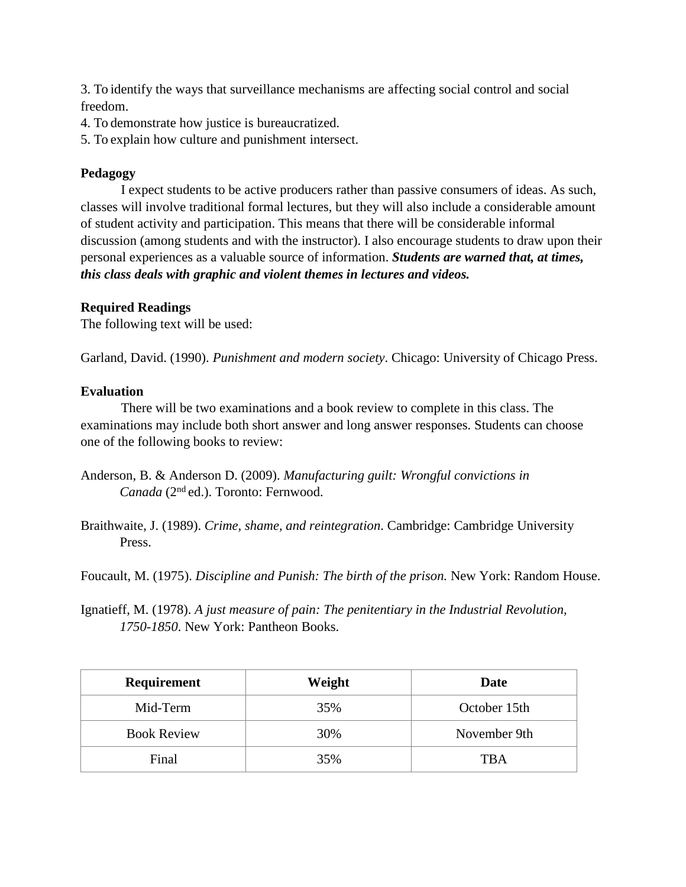3. To identify the ways that surveillance mechanisms are affecting social control and social freedom.
4. To demonstrate how justice is bureaucratized.
5. To explain how culture and punishment intersect.

**Pedagogy**

I expect students to be active producers rather than passive consumers of ideas. As such, classes will involve traditional formal lectures, but they will also include a considerable amount of student activity and participation. This means that there will be considerable informal discussion (among students and with the instructor). I also encourage students to draw upon their personal experiences as a valuable source of information. ***Students are warned that, at times, this class deals with graphic and violent themes in lectures and videos.***

**Required Readings**

The following text will be used:

Garland, David. (1990). *Punishment and modern society*. Chicago: University of Chicago Press.

**Evaluation**

There will be two examinations and a book review to complete in this class. The examinations may include both short answer and long answer responses. Students can choose one of the following books to review:

Anderson, B. & Anderson D. (2009). *Manufacturing guilt: Wrongful convictions in Canada* (2nd ed.). Toronto: Fernwood.

Braithwaite, J. (1989). *Crime, shame, and reintegration.* Cambridge: Cambridge University Press.

Foucault, M. (1975). *Discipline and Punish: The birth of the prison.* New York: Random House.

Ignatieff, M. (1978). *A just measure of pain: The penitentiary in the Industrial Revolution, 1750-1850*. New York: Pantheon Books.

| Requirement | Weight | Date |
|---|---|---|
| Mid-Term | 35% | October 15th |
| Book Review | 30% | November 9th |
| Final | 35% | TBA |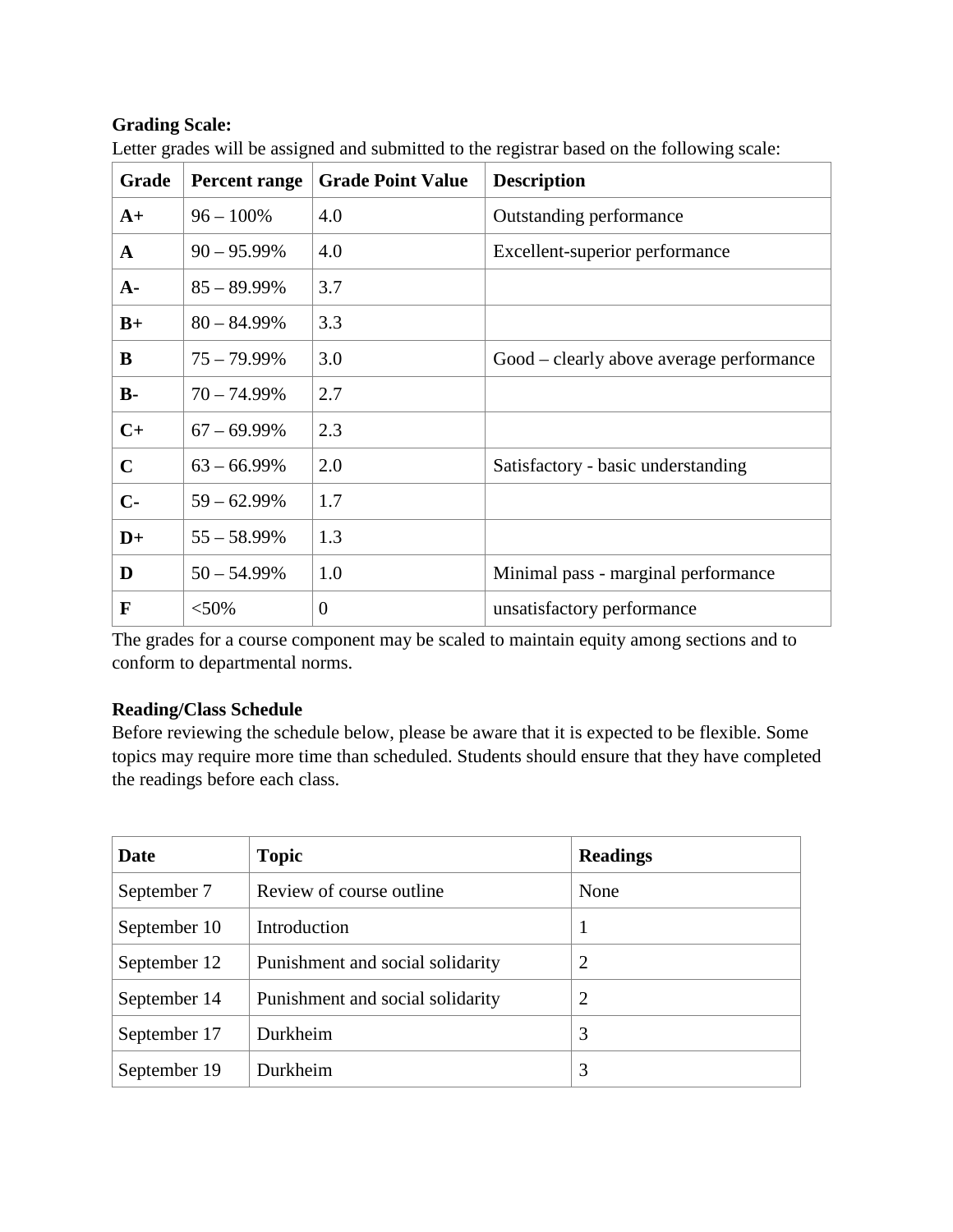**Grading Scale:**

Letter grades will be assigned and submitted to the registrar based on the following scale:

| Grade | Percent range | Grade Point Value | Description |
|---|---|---|---|
| **A+** | 96 – 100% | 4.0 | Outstanding performance |
| **A** | 90 – 95.99% | 4.0 | Excellent-superior performance |
| **A-** | 85 – 89.99% | 3.7 | |
| **B+** | 80 – 84.99% | 3.3 | |
| **B** | 75 – 79.99% | 3.0 | Good – clearly above average performance |
| **B-** | 70 – 74.99% | 2.7 | |
| **C+** | 67 – 69.99% | 2.3 | |
| **C** | 63 – 66.99% | 2.0 | Satisfactory - basic understanding |
| **C-** | 59 – 62.99% | 1.7 | |
| **D+** | 55 – 58.99% | 1.3 | |
| **D** | 50 – 54.99% | 1.0 | Minimal pass - marginal performance |
| **F** | <50% | 0 | unsatisfactory performance |

The grades for a course component may be scaled to maintain equity among sections and to conform to departmental norms.

**Reading/Class Schedule**

Before reviewing the schedule below, please be aware that it is expected to be flexible. Some topics may require more time than scheduled. Students should ensure that they have completed the readings before each class.

| Date | Topic | Readings |
|---|---|---|
| September 7 | Review of course outline | None |
| September 10 | Introduction | 1 |
| September 12 | Punishment and social solidarity | 2 |
| September 14 | Punishment and social solidarity | 2 |
| September 17 | Durkheim | 3 |
| September 19 | Durkheim | 3 |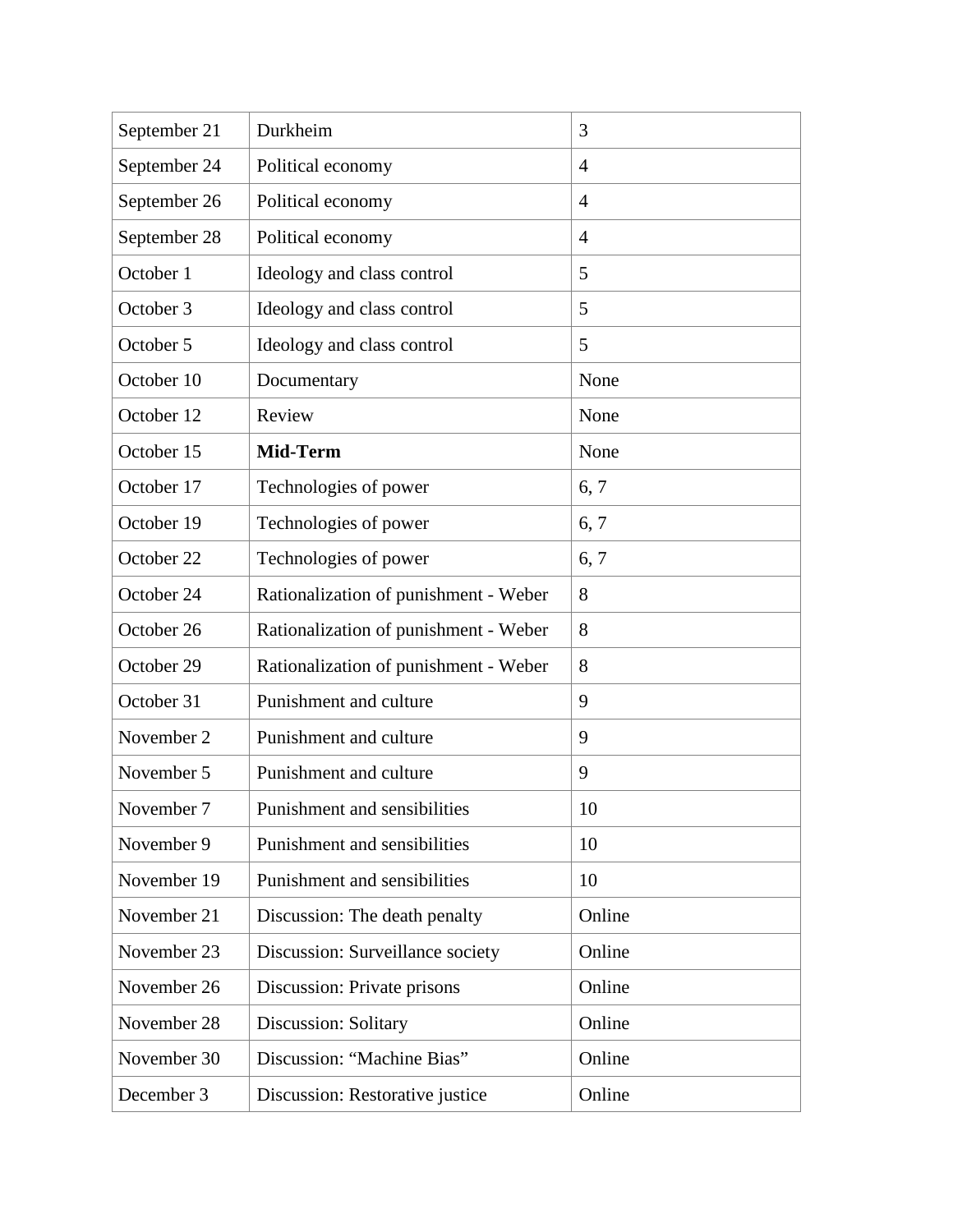| September 21 | Durkheim | 3 |
| --- | --- | --- |
| September 24 | Political economy | 4 |
| September 26 | Political economy | 4 |
| September 28 | Political economy | 4 |
| October 1 | Ideology and class control | 5 |
| October 3 | Ideology and class control | 5 |
| October 5 | Ideology and class control | 5 |
| October 10 | Documentary | None |
| October 12 | Review | None |
| October 15 | **Mid-Term** | None |
| October 17 | Technologies of power | 6, 7 |
| October 19 | Technologies of power | 6, 7 |
| October 22 | Technologies of power | 6, 7 |
| October 24 | Rationalization of punishment - Weber | 8 |
| October 26 | Rationalization of punishment - Weber | 8 |
| October 29 | Rationalization of punishment - Weber | 8 |
| October 31 | Punishment and culture | 9 |
| November 2 | Punishment and culture | 9 |
| November 5 | Punishment and culture | 9 |
| November 7 | Punishment and sensibilities | 10 |
| November 9 | Punishment and sensibilities | 10 |
| November 19 | Punishment and sensibilities | 10 |
| November 21 | Discussion: The death penalty | Online |
| November 23 | Discussion: Surveillance society | Online |
| November 26 | Discussion: Private prisons | Online |
| November 28 | Discussion: Solitary | Online |
| November 30 | Discussion: “Machine Bias” | Online |
| December 3 | Discussion: Restorative justice | Online |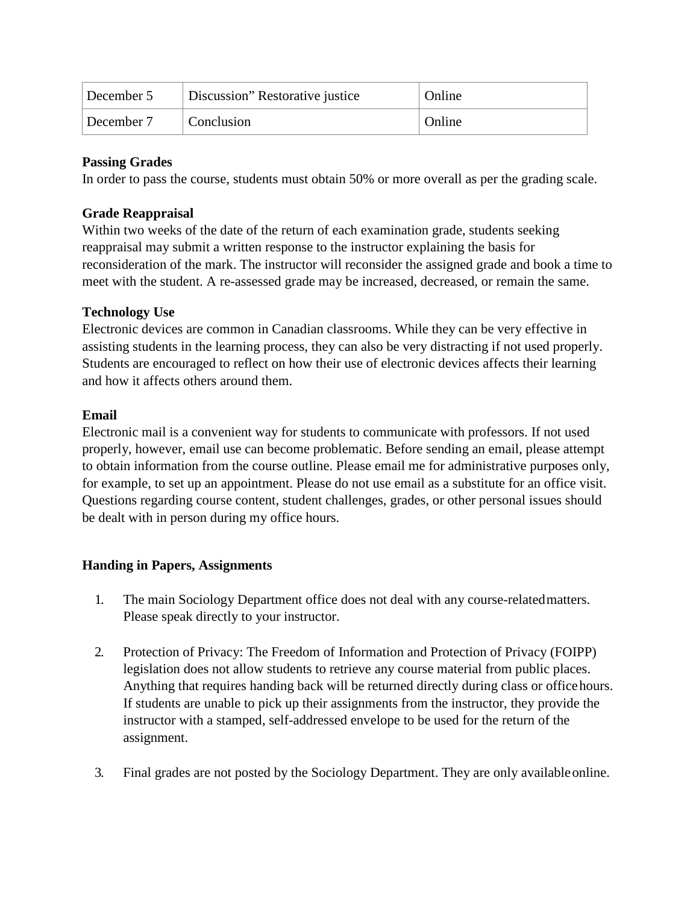| December 5 | Discussion" Restorative justice | Online |
|---|---|---|
| December 7 | Conclusion | Online |

**Passing Grades**
In order to pass the course, students must obtain 50% or more overall as per the grading scale.

**Grade Reappraisal**
Within two weeks of the date of the return of each examination grade, students seeking reappraisal may submit a written response to the instructor explaining the basis for reconsideration of the mark. The instructor will reconsider the assigned grade and book a time to meet with the student. A re-assessed grade may be increased, decreased, or remain the same.

**Technology Use**
Electronic devices are common in Canadian classrooms. While they can be very effective in assisting students in the learning process, they can also be very distracting if not used properly. Students are encouraged to reflect on how their use of electronic devices affects their learning and how it affects others around them.

**Email**
Electronic mail is a convenient way for students to communicate with professors. If not used properly, however, email use can become problematic. Before sending an email, please attempt to obtain information from the course outline. Please email me for administrative purposes only, for example, to set up an appointment. Please do not use email as a substitute for an office visit. Questions regarding course content, student challenges, grades, or other personal issues should be dealt with in person during my office hours.

**Handing in Papers, Assignments**

1. The main Sociology Department office does not deal with any course-related matters. Please speak directly to your instructor.

2. Protection of Privacy: The Freedom of Information and Protection of Privacy (FOIPP) legislation does not allow students to retrieve any course material from public places. Anything that requires handing back will be returned directly during class or office hours. If students are unable to pick up their assignments from the instructor, they provide the instructor with a stamped, self-addressed envelope to be used for the return of the assignment.

3. Final grades are not posted by the Sociology Department. They are only available online.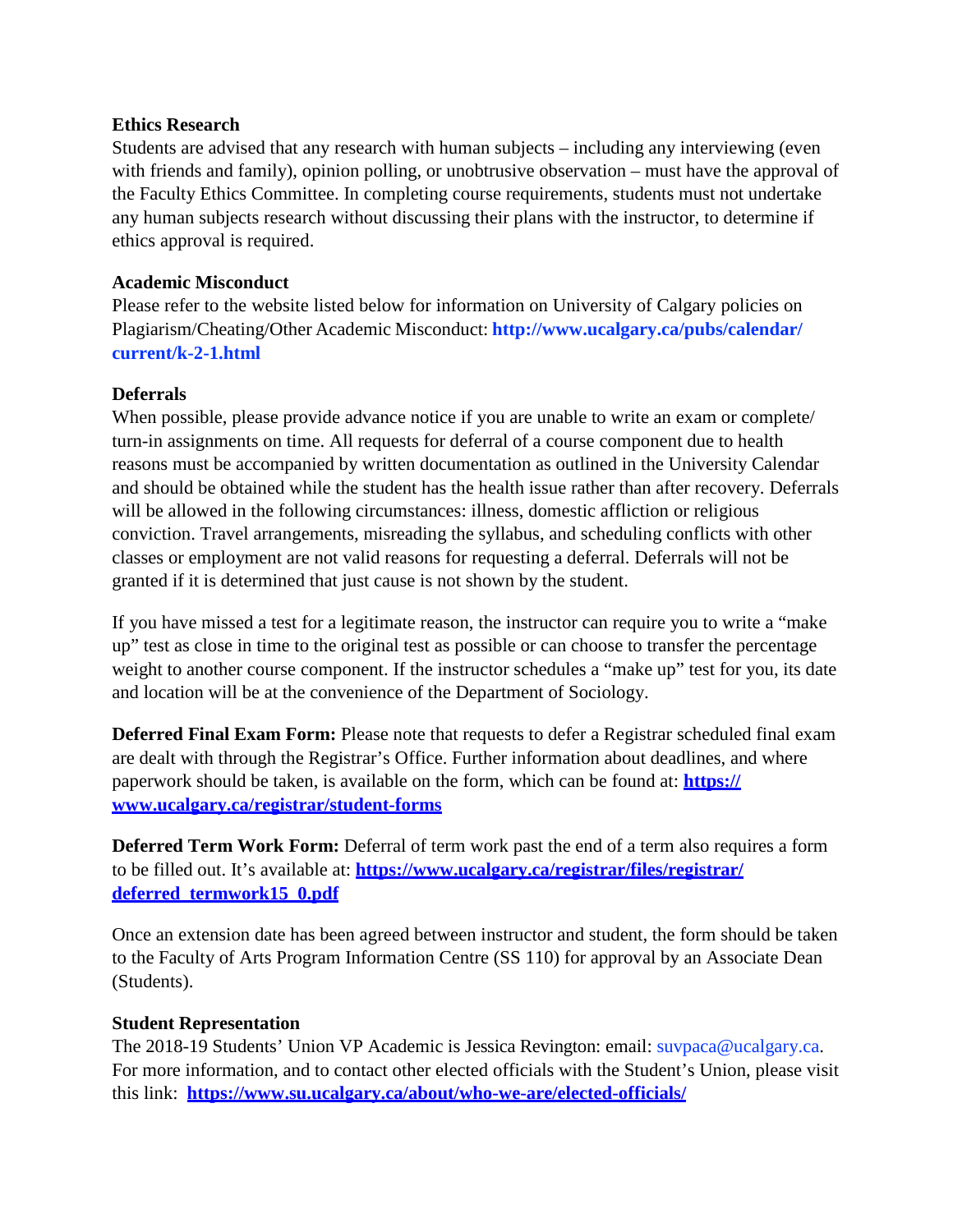**Ethics Research**

Students are advised that any research with human subjects – including any interviewing (even with friends and family), opinion polling, or unobtrusive observation – must have the approval of the Faculty Ethics Committee. In completing course requirements, students must not undertake any human subjects research without discussing their plans with the instructor, to determine if ethics approval is required.

**Academic Misconduct**

Please refer to the website listed below for information on University of Calgary policies on Plagiarism/Cheating/Other Academic Misconduct: **http://www.ucalgary.ca/pubs/calendar/current/k-2-1.html**

**Deferrals**

When possible, please provide advance notice if you are unable to write an exam or complete/turn-in assignments on time. All requests for deferral of a course component due to health reasons must be accompanied by written documentation as outlined in the University Calendar and should be obtained while the student has the health issue rather than after recovery. Deferrals will be allowed in the following circumstances: illness, domestic affliction or religious conviction. Travel arrangements, misreading the syllabus, and scheduling conflicts with other classes or employment are not valid reasons for requesting a deferral. Deferrals will not be granted if it is determined that just cause is not shown by the student.

If you have missed a test for a legitimate reason, the instructor can require you to write a "make up" test as close in time to the original test as possible or can choose to transfer the percentage weight to another course component. If the instructor schedules a "make up" test for you, its date and location will be at the convenience of the Department of Sociology.

**Deferred Final Exam Form:** Please note that requests to defer a Registrar scheduled final exam are dealt with through the Registrar's Office. Further information about deadlines, and where paperwork should be taken, is available on the form, which can be found at: **https://www.ucalgary.ca/registrar/student-forms**

**Deferred Term Work Form:** Deferral of term work past the end of a term also requires a form to be filled out. It's available at: **https://www.ucalgary.ca/registrar/files/registrar/deferred_termwork15_0.pdf**

Once an extension date has been agreed between instructor and student, the form should be taken to the Faculty of Arts Program Information Centre (SS 110) for approval by an Associate Dean (Students).

**Student Representation**

The 2018-19 Students' Union VP Academic is Jessica Revington: email: suvpaca@ucalgary.ca. For more information, and to contact other elected officials with the Student's Union, please visit this link: **https://www.su.ucalgary.ca/about/who-we-are/elected-officials/**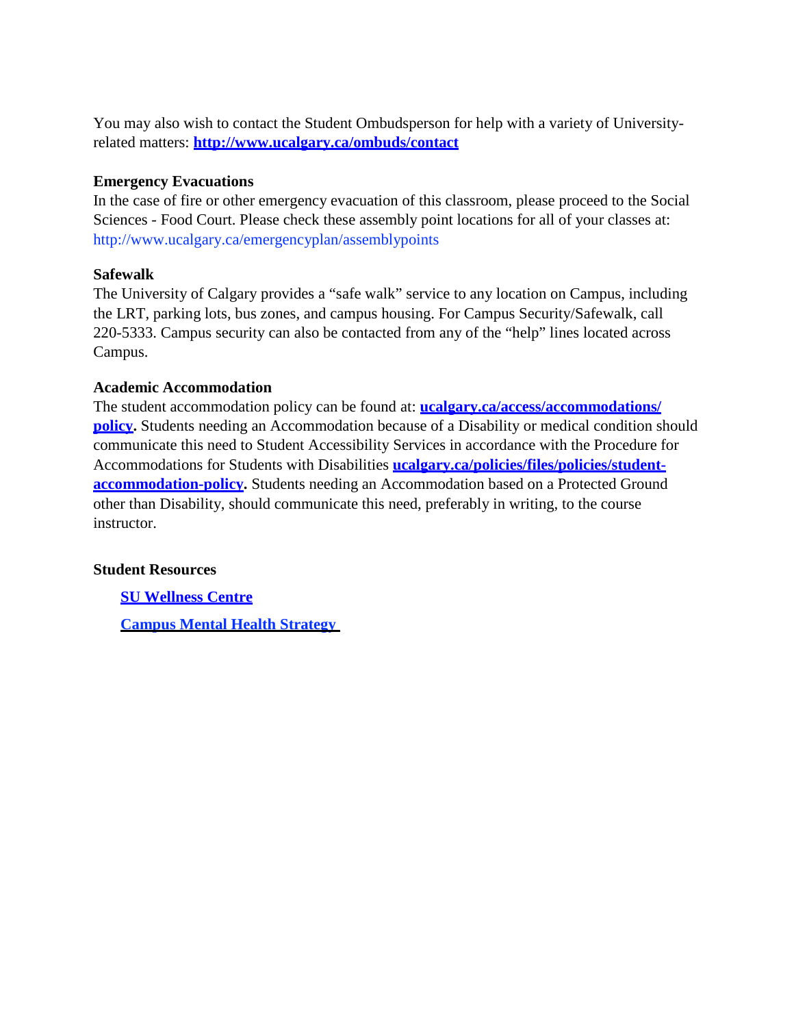You may also wish to contact the Student Ombudsperson for help with a variety of University-related matters: **http://www.ucalgary.ca/ombuds/contact**

**Emergency Evacuations**

In the case of fire or other emergency evacuation of this classroom, please proceed to the Social Sciences - Food Court. Please check these assembly point locations for all of your classes at: http://www.ucalgary.ca/emergencyplan/assemblypoints

**Safewalk**

The University of Calgary provides a "safe walk" service to any location on Campus, including the LRT, parking lots, bus zones, and campus housing. For Campus Security/Safewalk, call 220-5333. Campus security can also be contacted from any of the "help" lines located across Campus.

**Academic Accommodation**

The student accommodation policy can be found at: **ucalgary.ca/access/accommodations/policy.** Students needing an Accommodation because of a Disability or medical condition should communicate this need to Student Accessibility Services in accordance with the Procedure for Accommodations for Students with Disabilities **ucalgary.ca/policies/files/policies/student-accommodation-policy.** Students needing an Accommodation based on a Protected Ground other than Disability, should communicate this need, preferably in writing, to the course instructor.

**Student Resources**

**SU Wellness Centre**

**Campus Mental Health Strategy**